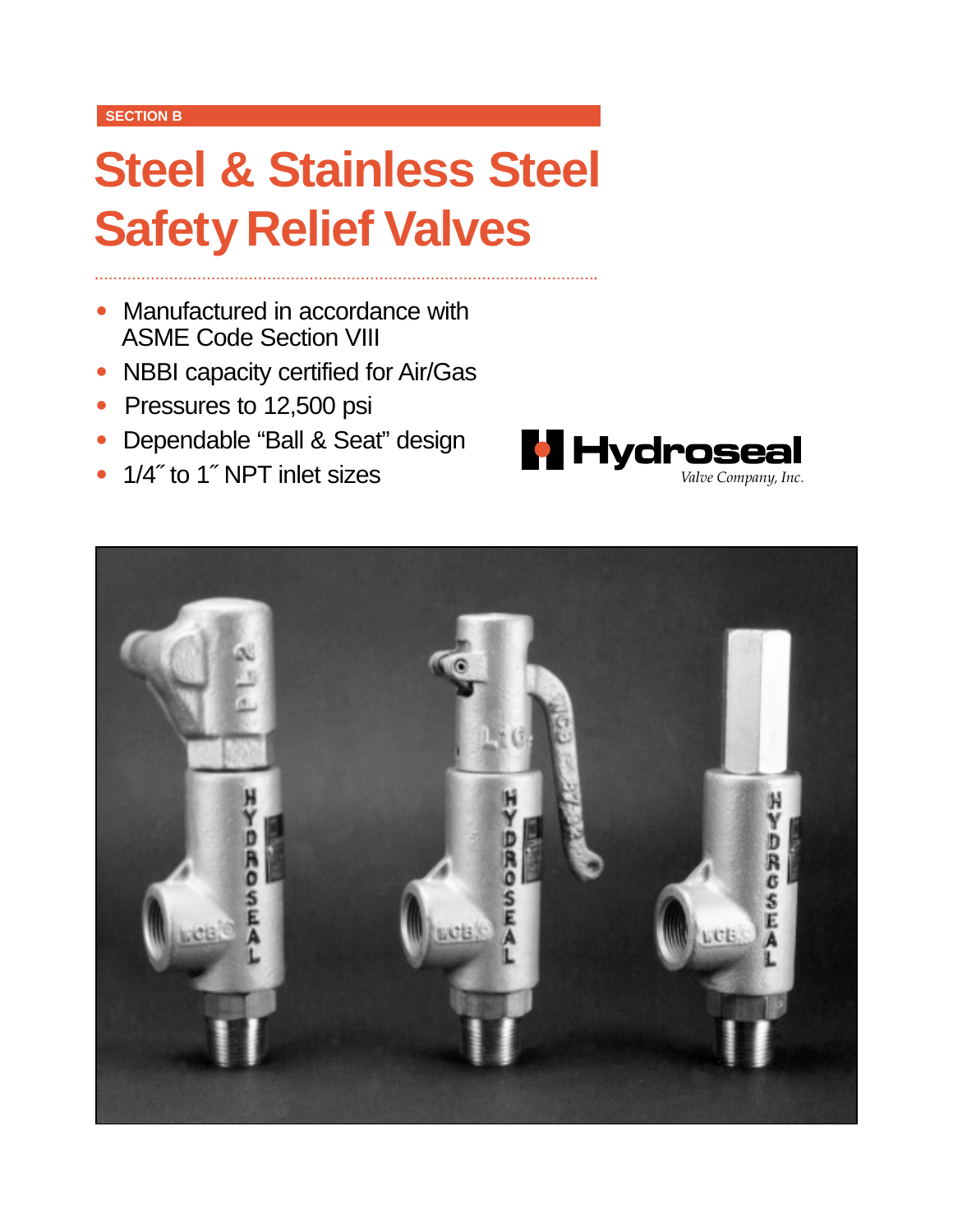SECTION B

# Steel & Stainless Steel Safety Relief Valves

- Manufactured in accordance with ASME Code Section VIII
- NBBI capacity certified for Air/Gas
- Pressures to 12,500 psi
- Dependable "Ball & Seat" design
- 1/4˝ to 1˝ NPT inlet sizes

Hydroseal
*Valve Company, Inc.*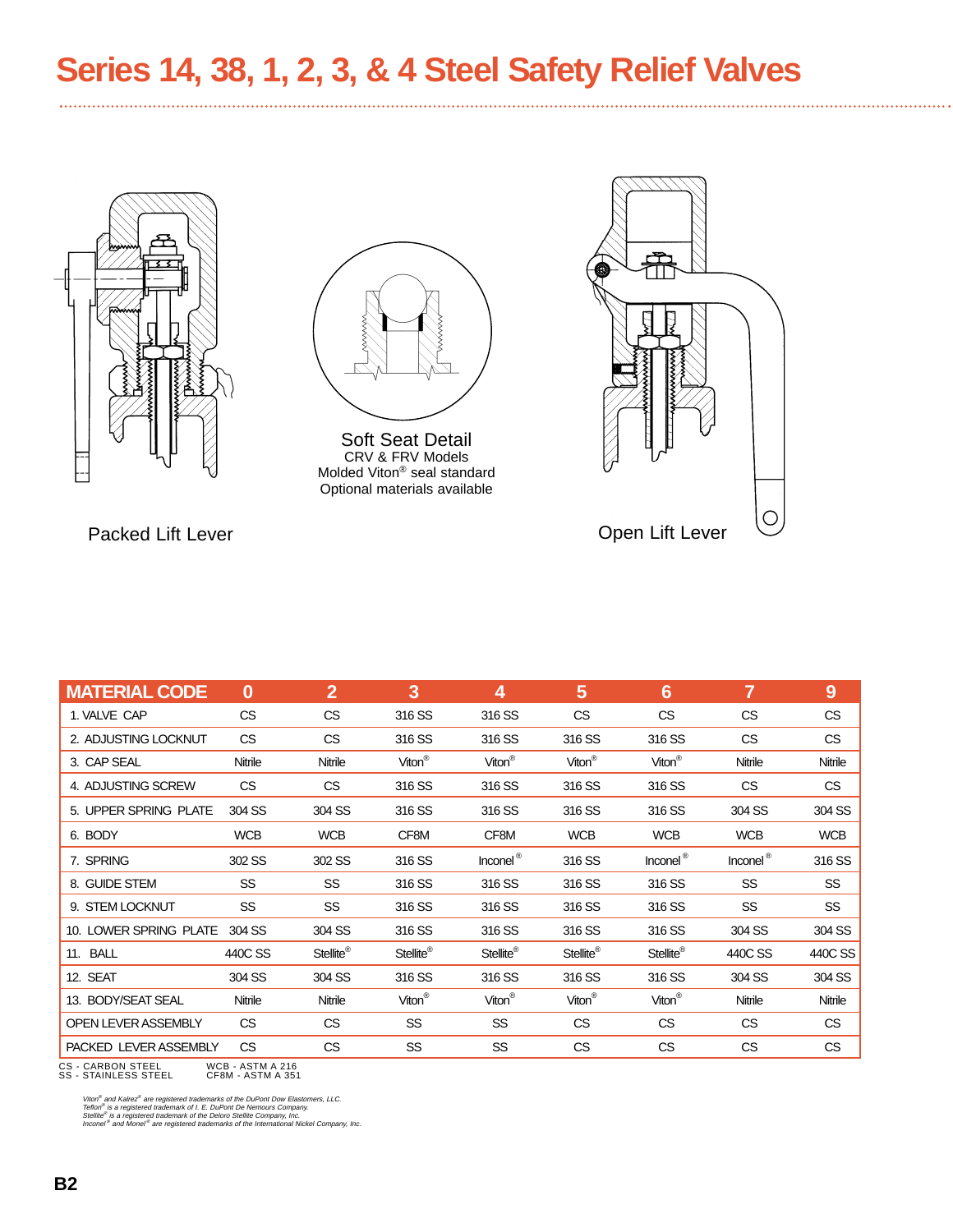# Series 14, 38, 1, 2, 3, & 4 Steel Safety Relief Valves

Packed Lift Lever

Soft Seat Detail
CRV & FRV Models
Molded Viton® seal standard
Optional materials available

Open Lift Lever

| MATERIAL CODE | 0 | 2 | 3 | 4 | 5 | 6 | 7 | 9 |
|---|---|---|---|---|---|---|---|---|
| 1. VALVE CAP | CS | CS | 316 SS | 316 SS | CS | CS | CS | CS |
| 2. ADJUSTING LOCKNUT | CS | CS | 316 SS | 316 SS | 316 SS | 316 SS | CS | CS |
| 3. CAP SEAL | Nitrile | Nitrile | Viton® | Viton® | Viton® | Viton® | Nitrile | Nitrile |
| 4. ADJUSTING SCREW | CS | CS | 316 SS | 316 SS | 316 SS | 316 SS | CS | CS |
| 5. UPPER SPRING PLATE | 304 SS | 304 SS | 316 SS | 316 SS | 316 SS | 316 SS | 304 SS | 304 SS |
| 6. BODY | WCB | WCB | CF8M | CF8M | WCB | WCB | WCB | WCB |
| 7. SPRING | 302 SS | 302 SS | 316 SS | Inconel® | 316 SS | Inconel® | Inconel® | 316 SS |
| 8. GUIDE STEM | SS | SS | 316 SS | 316 SS | 316 SS | 316 SS | SS | SS |
| 9. STEM LOCKNUT | SS | SS | 316 SS | 316 SS | 316 SS | 316 SS | SS | SS |
| 10. LOWER SPRING PLATE | 304 SS | 304 SS | 316 SS | 316 SS | 316 SS | 316 SS | 304 SS | 304 SS |
| 11. BALL | 440C SS | Stellite® | Stellite® | Stellite® | Stellite® | Stellite® | 440C SS | 440C SS |
| 12. SEAT | 304 SS | 304 SS | 316 SS | 316 SS | 316 SS | 316 SS | 304 SS | 304 SS |
| 13. BODY/SEAT SEAL | Nitrile | Nitrile | Viton® | Viton® | Viton® | Viton® | Nitrile | Nitrile |
| OPEN LEVER ASSEMBLY | CS | CS | SS | SS | CS | CS | CS | CS |
| PACKED LEVER ASSEMBLY | CS | CS | SS | SS | CS | CS | CS | CS |

CS - CARBON STEEL
SS - STAINLESS STEEL

WCB - ASTM A 216
CF8M - ASTM A 351

*Viton® and Kalrez® are registered trademarks of the DuPont Dow Elastomers, LLC.*
*Teflon® is a registered trademark of I. E. DuPont De Nemours Company.*
*Stellite® is a registered trademark of the Deloro Stellite Company, Inc.*
*Inconel® and Monel® are registered trademarks of the International Nickel Company, Inc.*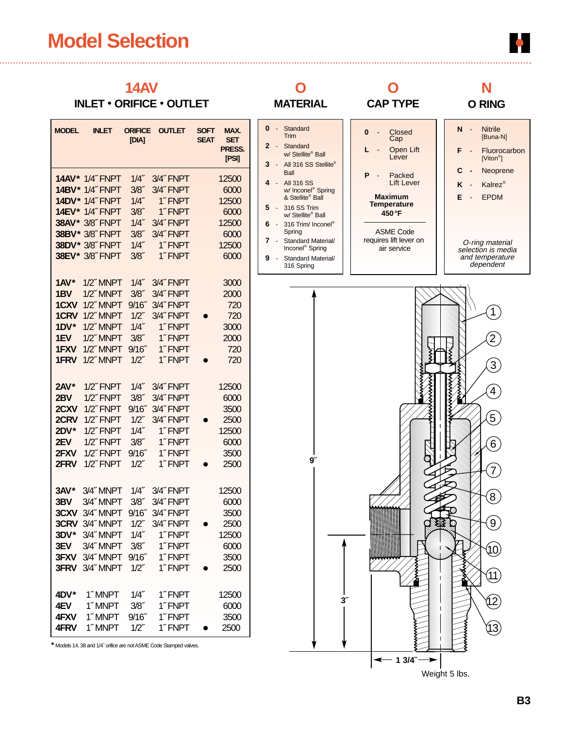# Model Selection

## 14AV — INLET • ORIFICE • OUTLET

| MODEL | INLET | ORIFICE [DIA] | OUTLET | SOFT SEAT | MAX. SET PRESS. [PSI] |
|---|---|---|---|---|---|
| 14AV* | 1/4˝ FNPT | 1/4˝ | 3/4˝ FNPT | | 12500 |
| 14BV* | 1/4˝ FNPT | 3/8˝ | 3/4˝ FNPT | | 6000 |
| 14DV* | 1/4˝ FNPT | 1/4˝ | 1˝ FNPT | | 12500 |
| 14EV* | 1/4˝ FNPT | 3/8˝ | 1˝ FNPT | | 6000 |
| 38AV* | 3/8˝ FNPT | 1/4˝ | 3/4˝ FNPT | | 12500 |
| 38BV* | 3/8˝ FNPT | 3/8˝ | 3/4˝ FNPT | | 6000 |
| 38DV* | 3/8˝ FNPT | 1/4˝ | 1˝ FNPT | | 12500 |
| 38EV* | 3/8˝ FNPT | 3/8˝ | 1˝ FNPT | | 6000 |
| 1AV* | 1/2˝ MNPT | 1/4˝ | 3/4˝ FNPT | | 3000 |
| 1BV | 1/2˝ MNPT | 3/8˝ | 3/4˝ FNPT | | 2000 |
| 1CXV | 1/2˝ MNPT | 9/16˝ | 3/4˝ FNPT | | 720 |
| 1CRV | 1/2˝ MNPT | 1/2˝ | 3/4˝ FNPT | ● | 720 |
| 1DV* | 1/2˝ MNPT | 1/4˝ | 1˝ FNPT | | 3000 |
| 1EV | 1/2˝ MNPT | 3/8˝ | 1˝ FNPT | | 2000 |
| 1FXV | 1/2˝ MNPT | 9/16˝ | 1˝ FNPT | | 720 |
| 1FRV | 1/2˝ MNPT | 1/2˝ | 1˝ FNPT | ● | 720 |
| 2AV* | 1/2˝ FNPT | 1/4˝ | 3/4˝ FNPT | | 12500 |
| 2BV | 1/2˝ FNPT | 3/8˝ | 3/4˝ FNPT | | 6000 |
| 2CXV | 1/2˝ FNPT | 9/16˝ | 3/4˝ FNPT | | 3500 |
| 2CRV | 1/2˝ FNPT | 1/2˝ | 3/4˝ FNPT | ● | 2500 |
| 2DV* | 1/2˝ FNPT | 1/4˝ | 1˝ FNPT | | 12500 |
| 2EV | 1/2˝ FNPT | 3/8˝ | 1˝ FNPT | | 6000 |
| 2FXV | 1/2˝ FNPT | 9/16˝ | 1˝ FNPT | | 3500 |
| 2FRV | 1/2˝ FNPT | 1/2˝ | 1˝ FNPT | ● | 2500 |
| 3AV* | 3/4˝ MNPT | 1/4˝ | 3/4˝ FNPT | | 12500 |
| 3BV | 3/4˝ MNPT | 3/8˝ | 3/4˝ FNPT | | 6000 |
| 3CXV | 3/4˝ MNPT | 9/16˝ | 3/4˝ FNPT | | 3500 |
| 3CRV | 3/4˝ MNPT | 1/2˝ | 3/4˝ FNPT | ● | 2500 |
| 3DV* | 3/4˝ MNPT | 1/4˝ | 1˝ FNPT | | 12500 |
| 3EV | 3/4˝ MNPT | 3/8˝ | 1˝ FNPT | | 6000 |
| 3FXV | 3/4˝ MNPT | 9/16˝ | 1˝ FNPT | | 3500 |
| 3FRV | 3/4˝ MNPT | 1/2˝ | 1˝ FNPT | ● | 2500 |
| 4DV* | 1˝ MNPT | 1/4˝ | 1˝ FNPT | | 12500 |
| 4EV | 1˝ MNPT | 3/8˝ | 1˝ FNPT | | 6000 |
| 4FXV | 1˝ MNPT | 9/16˝ | 1˝ FNPT | | 3500 |
| 4FRV | 1˝ MNPT | 1/2˝ | 1˝ FNPT | ● | 2500 |

* Models 14, 38 and 1/4˝ orifice are not ASME Code Stamped valves.

## O — MATERIAL

- **0** - Standard Trim
- **2** - Standard w/ Stellite® Ball
- **3** - All 316 SS Stellite® Ball
- **4** - All 316 SS w/ Inconel® Spring & Stellite® Ball
- **5** - 316 SS Trim w/ Stellite® Ball
- **6** - 316 Trim/ Inconel® Spring
- **7** - Standard Material/ Inconel® Spring
- **9** - Standard Material/ 316 Spring

## O — CAP TYPE

- **0** - Closed Cap
- **L** - Open Lift Lever
- **P** - Packed Lift Lever

**Maximum Temperature 450 °F**

ASME Code requires lift lever on air service

## N — O RING

- **N** - Nitrile [Buna-N]
- **F** - Fluorocarbon [Viton®]
- **C** - Neoprene
- **K** - Kalrez®
- **E** - EPDM

*O-ring material selection is media and temperature dependent*

9˝ — 3˝ — 1 3/4˝

1 2 3 4 5 6 7 8 9 10 11 12 13

Weight 5 lbs.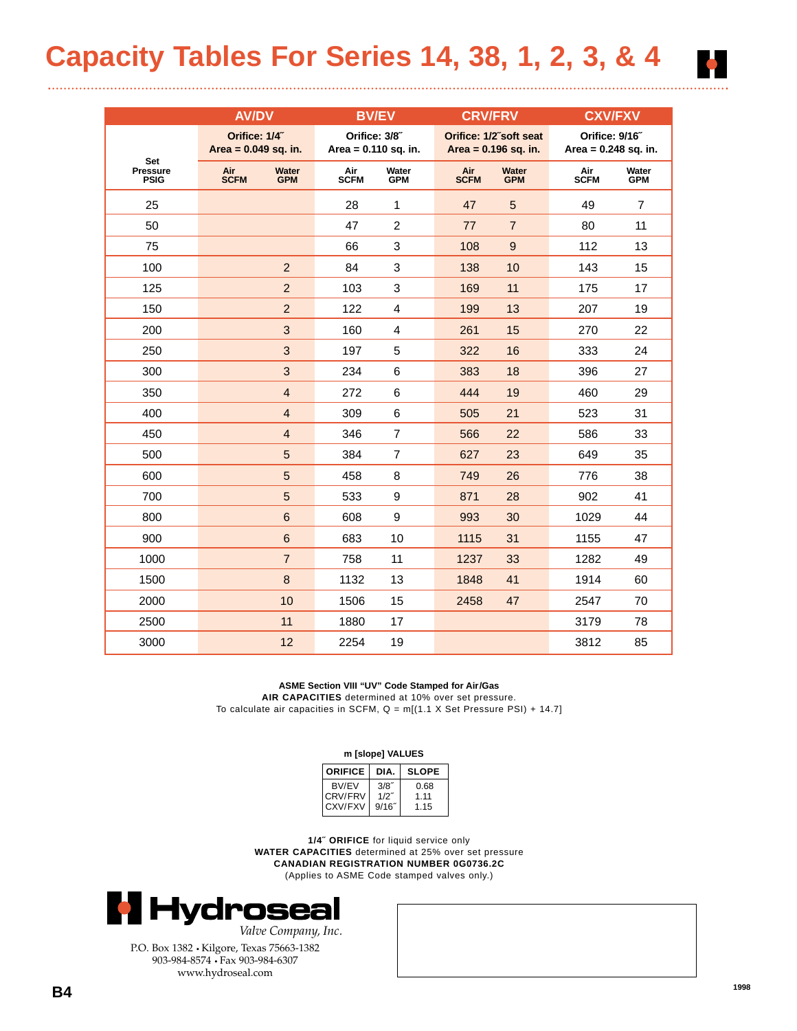# Capacity Tables For Series 14, 38, 1, 2, 3, & 4

| Set Pressure PSIG | AV/DV Orifice: 1/4˝ Area = 0.049 sq. in. | | BV/EV Orifice: 3/8˝ Area = 0.110 sq. in. | | CRV/FRV Orifice: 1/2˝soft seat Area = 0.196 sq. in. | | CXV/FXV Orifice: 9/16˝ Area = 0.248 sq. in. | |
|---|---|---|---|---|---|---|---|---|
| | Air SCFM | Water GPM | Air SCFM | Water GPM | Air SCFM | Water GPM | Air SCFM | Water GPM |
| 25 | | | 28 | 1 | 47 | 5 | 49 | 7 |
| 50 | | | 47 | 2 | 77 | 7 | 80 | 11 |
| 75 | | | 66 | 3 | 108 | 9 | 112 | 13 |
| 100 | | 2 | 84 | 3 | 138 | 10 | 143 | 15 |
| 125 | | 2 | 103 | 3 | 169 | 11 | 175 | 17 |
| 150 | | 2 | 122 | 4 | 199 | 13 | 207 | 19 |
| 200 | | 3 | 160 | 4 | 261 | 15 | 270 | 22 |
| 250 | | 3 | 197 | 5 | 322 | 16 | 333 | 24 |
| 300 | | 3 | 234 | 6 | 383 | 18 | 396 | 27 |
| 350 | | 4 | 272 | 6 | 444 | 19 | 460 | 29 |
| 400 | | 4 | 309 | 6 | 505 | 21 | 523 | 31 |
| 450 | | 4 | 346 | 7 | 566 | 22 | 586 | 33 |
| 500 | | 5 | 384 | 7 | 627 | 23 | 649 | 35 |
| 600 | | 5 | 458 | 8 | 749 | 26 | 776 | 38 |
| 700 | | 5 | 533 | 9 | 871 | 28 | 902 | 41 |
| 800 | | 6 | 608 | 9 | 993 | 30 | 1029 | 44 |
| 900 | | 6 | 683 | 10 | 1115 | 31 | 1155 | 47 |
| 1000 | | 7 | 758 | 11 | 1237 | 33 | 1282 | 49 |
| 1500 | | 8 | 1132 | 13 | 1848 | 41 | 1914 | 60 |
| 2000 | | 10 | 1506 | 15 | 2458 | 47 | 2547 | 70 |
| 2500 | | 11 | 1880 | 17 | | | 3179 | 78 |
| 3000 | | 12 | 2254 | 19 | | | 3812 | 85 |

**ASME Section VIII "UV" Code Stamped for Air/Gas**
**AIR CAPACITIES** determined at 10% over set pressure.
To calculate air capacities in SCFM, Q = m[(1.1 X Set Pressure PSI) + 14.7]

**m [slope] VALUES**

| ORIFICE | DIA. | SLOPE |
|---|---|---|
| BV/EV | 3/8˝ | 0.68 |
| CRV/FRV | 1/2˝ | 1.11 |
| CXV/FXV | 9/16˝ | 1.15 |

**1/4˝ ORIFICE** for liquid service only
**WATER CAPACITIES** determined at 25% over set pressure
**CANADIAN REGISTRATION NUMBER 0G0736.2C**
(Applies to ASME Code stamped valves only.)

**Hydroseal** Valve Company, Inc.
P.O. Box 1382 • Kilgore, Texas 75663-1382
903-984-8574 • Fax 903-984-6307
www.hydroseal.com

B4

1998